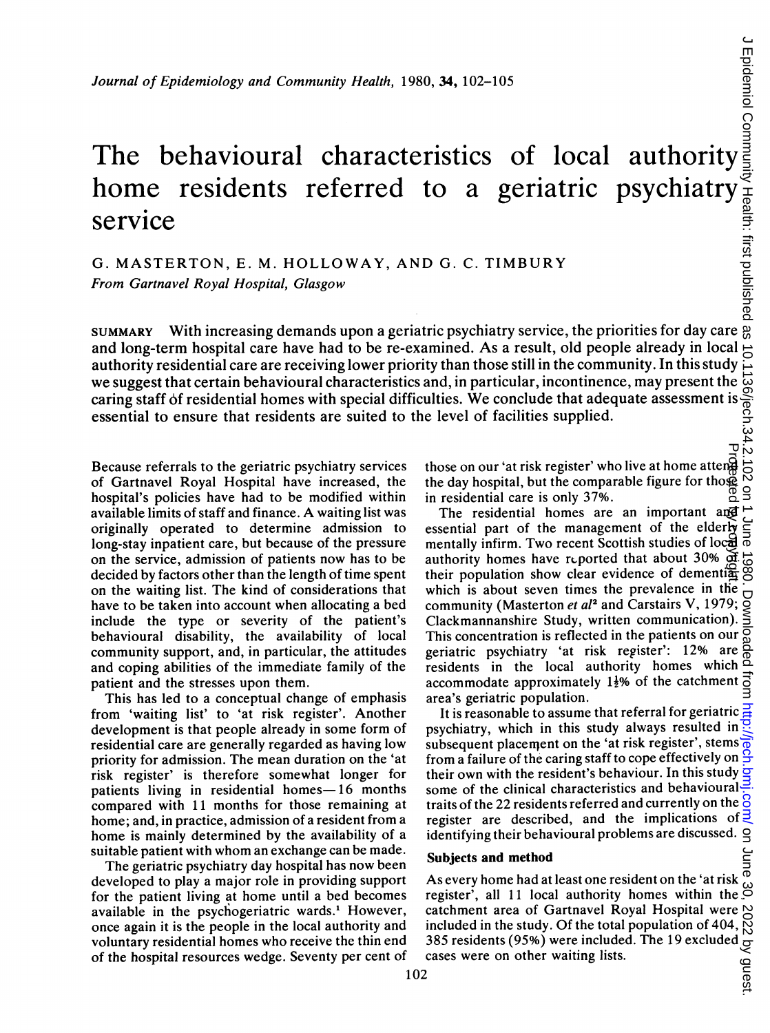# The behavioural characteristics of local authority home residents referred to a geriatric psychiatry service

G. MASTERTON, E. M. HOLLOWAY, AND G. C. TIMBURY

*From Gartnavel Royal Hospital, Glasgow*

SUMMARY With increasing demands upon a geriatric psychiatry service, the priorities for day care and long-term hospital care have had to be re-examined. As a result, old people already in local authority residential care are receiving lower priority than those still in the community. In this study we suggest that certain behavioural characteristics and, in particular, incontinence, may present the caring staff of residential homes with special difficulties. We conclude that adequate assessment is essential to ensure that residents are suited to the level of facilities supplied.

Because referrals to the geriatric psychiatry services of Gartnavel Royal Hospital have increased, the hospital's policies have had to be modified within available limits of staff and finance. A waiting list was originally operated to determine admission to long-stay inpatient care, but because of the pressure on the service, admission of patients now has to be decided by factors other than the length of time spent on the waiting list. The kind of considerations that have to be taken into account when allocating a bed include the type or severity of the patient's behavioural disability, the availability of local community support, and, in particular, the attitudes and coping abilities of the immediate family of the patient and the stresses upon them.

This has led to a conceptual change of emphasis from 'waiting list' to 'at risk register'. Another development is that people already in some form of residential care are generally regarded as having low priority for admission. The mean duration on the 'at risk register' is therefore somewhat longer for patients living in residential homes—16 months compared with 11 months for those remaining at home; and, in practice, admission of a resident from a home is mainly determined by the availability of a suitable patient with whom an exchange can be made.

The geriatric psychiatry day hospital has now been developed to play a major role in providing support for the patient living at home until a bed becomes available in the psychogeriatric wards.[1] However, once again it is the people in the local authority and voluntary residential homes who receive the thin end of the hospital resources wedge. Seventy per cent of those on our 'at risk register' who live at home attend the day hospital, but the comparable figure for those in residential care is only 37%.

The residential homes are an important and essential part of the management of the elderly mentally infirm. Two recent Scottish studies of local authority homes have reported that about 30% of their population show clear evidence of dementia, which is about seven times the prevalence in the community (Masterton *et al*[2] and Carstairs V, 1979; Clackmannanshire Study, written communication). This concentration is reflected in the patients on our geriatric psychiatry 'at risk register': 12% are residents in the local authority homes which accommodate approximately 1½% of the catchment area's geriatric population.

It is reasonable to assume that referral for geriatric psychiatry, which in this study always resulted in subsequent placement on the 'at risk register', stems from a failure of the caring staff to cope effectively on their own with the resident's behaviour. In this study some of the clinical characteristics and behavioural traits of the 22 residents referred and currently on the register are described, and the implications of identifying their behavioural problems are discussed.

## Subjects and method

As every home had at least one resident on the 'at risk register', all 11 local authority homes within the catchment area of Gartnavel Royal Hospital were included in the study. Of the total population of 404, 385 residents (95%) were included. The 19 excluded cases were on other waiting lists.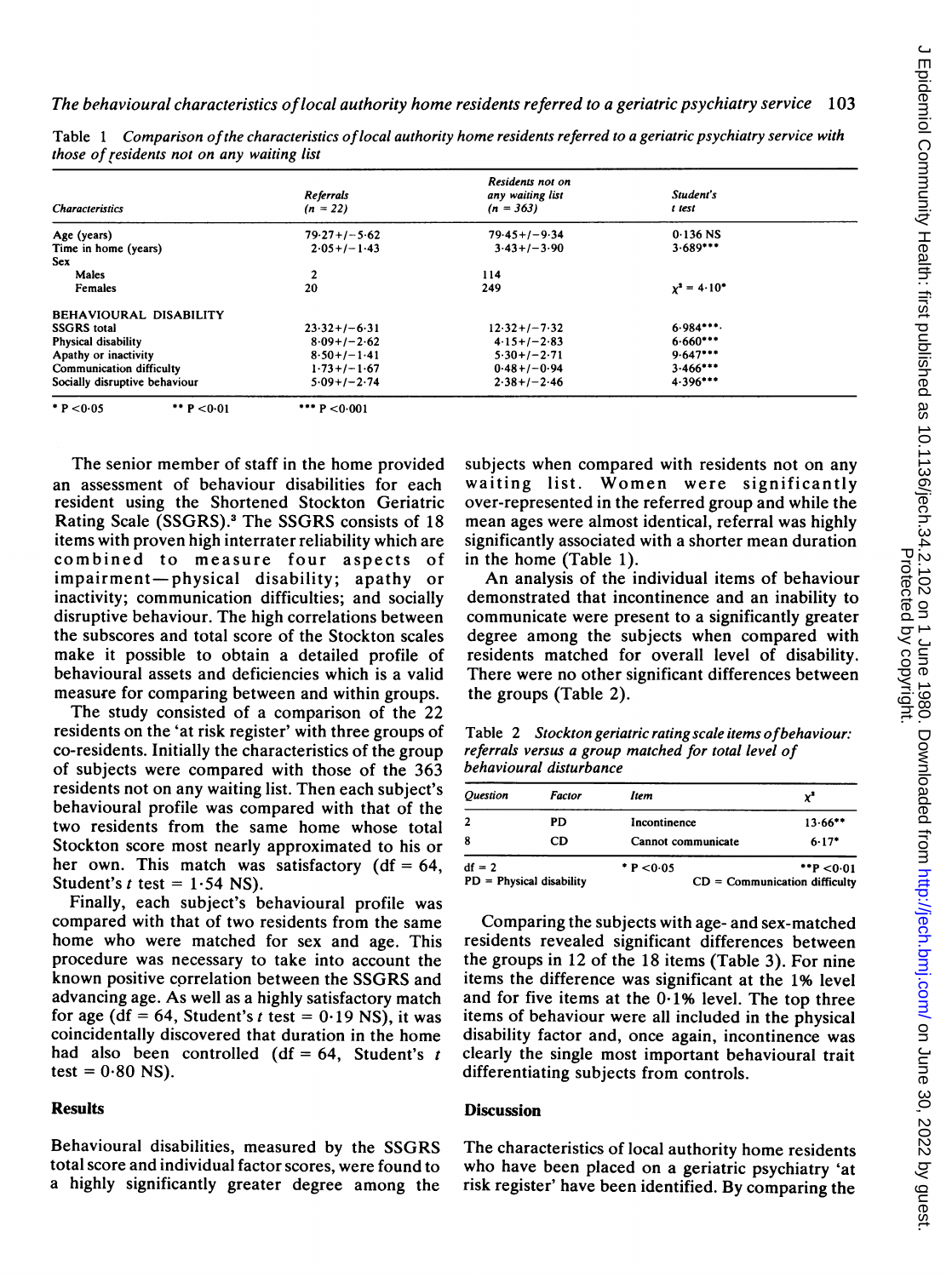Table 1 *Comparison of the characteristics of local authority home residents referred to a geriatric psychiatry service with those of residents not on any waiting list*

| Characteristics | Referrals (n = 22) | Residents not on any waiting list (n = 363) | Student's t test |
|---|---|---|---|
| Age (years) | 79·27+/−5·62 | 79·45+/−9·34 | 0·136 NS |
| Time in home (years) | 2·05+/−1·43 | 3·43+/−3·90 | 3·689*** |
| Sex | | | |
| Males | 2 | 114 | |
| Females | 20 | 249 | $\chi^2$ = 4·10* |
| BEHAVIOURAL DISABILITY | | | |
| SSGRS total | 23·32+/−6·31 | 12·32+/−7·32 | 6·984*** |
| Physical disability | 8·09+/−2·62 | 4·15+/−2·83 | 6·660*** |
| Apathy or inactivity | 8·50+/−1·41 | 5·30+/−2·71 | 9·647*** |
| Communication difficulty | 1·73+/−1·67 | 0·48+/−0·94 | 3·466*** |
| Socially disruptive behaviour | 5·09+/−2·74 | 2·38+/−2·46 | 4·396*** |

\* P <0·05 &nbsp;&nbsp;&nbsp; ** P <0·01 &nbsp;&nbsp;&nbsp; *** P <0·001

The senior member of staff in the home provided an assessment of behaviour disabilities for each resident using the Shortened Stockton Geriatric Rating Scale (SSGRS).[3] The SSGRS consists of 18 items with proven high interrater reliability which are combined to measure four aspects of impairment—physical disability; apathy or inactivity; communication difficulties; and socially disruptive behaviour. The high correlations between the subscores and total score of the Stockton scales make it possible to obtain a detailed profile of behavioural assets and deficiencies which is a valid measure for comparing between and within groups.

The study consisted of a comparison of the 22 residents on the 'at risk register' with three groups of co-residents. Initially the characteristics of the group of subjects were compared with those of the 363 residents not on any waiting list. Then each subject's behavioural profile was compared with that of the two residents from the same home whose total Stockton score most nearly approximated to his or her own. This match was satisfactory (df = 64, Student's t test = 1·54 NS).

Finally, each subject's behavioural profile was compared with that of two residents from the same home who were matched for sex and age. This procedure was necessary to take into account the known positive correlation between the SSGRS and advancing age. As well as a highly satisfactory match for age (df = 64, Student's t test = 0·19 NS), it was coincidentally discovered that duration in the home had also been controlled (df = 64, Student's t test = 0·80 NS).

## Results

Behavioural disabilities, measured by the SSGRS total score and individual factor scores, were found to a highly significantly greater degree among the subjects when compared with residents not on any waiting list. Women were significantly over-represented in the referred group and while the mean ages were almost identical, referral was highly significantly associated with a shorter mean duration in the home (Table 1).

An analysis of the individual items of behaviour demonstrated that incontinence and an inability to communicate were present to a significantly greater degree among the subjects when compared with residents matched for overall level of disability. There were no other significant differences between the groups (Table 2).

Table 2 *Stockton geriatric rating scale items of behaviour: referrals versus a group matched for total level of behavioural disturbance*

| Question | Factor | Item | $\chi^2$ |
|---|---|---|---|
| 2 | PD | Incontinence | 13·66** |
| 8 | CD | Cannot communicate | 6·17* |

df = 2 &nbsp;&nbsp;&nbsp; * P <0·05 &nbsp;&nbsp;&nbsp; **P <0·01

PD = Physical disability &nbsp;&nbsp;&nbsp; CD = Communication difficulty

Comparing the subjects with age- and sex-matched residents revealed significant differences between the groups in 12 of the 18 items (Table 3). For nine items the difference was significant at the 1% level and for five items at the 0·1% level. The top three items of behaviour were all included in the physical disability factor and, once again, incontinence was clearly the single most important behavioural trait differentiating subjects from controls.

## Discussion

The characteristics of local authority home residents who have been placed on a geriatric psychiatry 'at risk register' have been identified. By comparing the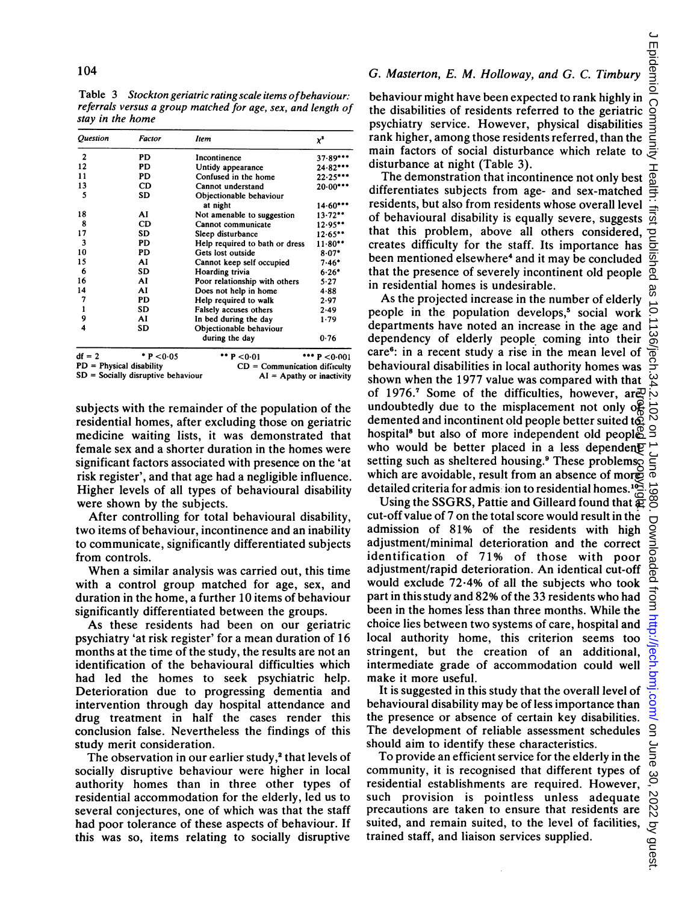**Table 3** *Stockton geriatric rating scale items of behaviour: referrals versus a group matched for age, sex, and length of stay in the home*

| Question | Factor | Item | $\chi^2$ |
|---|---|---|---|
| 2 | PD | Incontinence | 37·89*** |
| 12 | PD | Untidy appearance | 24·82*** |
| 11 | PD | Confused in the home | 22·25*** |
| 13 | CD | Cannot understand | 20·00*** |
| 5 | SD | Objectionable behaviour at night | 14·60*** |
| 18 | AI | Not amenable to suggestion | 13·72** |
| 8 | CD | Cannot communicate | 12·95** |
| 17 | SD | Sleep disturbance | 12·65** |
| 3 | PD | Help required to bath or dress | 11·80** |
| 10 | PD | Gets lost outside | 8·07* |
| 15 | AI | Cannot keep self occupied | 7·46* |
| 6 | SD | Hoarding trivia | 6·26* |
| 16 | AI | Poor relationship with others | 5·27 |
| 14 | AI | Does not help in home | 4·88 |
| 7 | PD | Help required to walk | 2·97 |
| 1 | SD | Falsely accuses others | 2·49 |
| 9 | AI | In bed during the day | 1·79 |
| 4 | SD | Objectionable behaviour during the day | 0·76 |

df = 2 &nbsp;&nbsp; * $P < 0.05$ &nbsp;&nbsp; ** $P < 0.01$ &nbsp;&nbsp; *** $P < 0.001$
PD = Physical disability &nbsp;&nbsp; CD = Communication difficulty
SD = Socially disruptive behaviour &nbsp;&nbsp; AI = Apathy or inactivity

subjects with the remainder of the population of the residential homes, after excluding those on geriatric medicine waiting lists, it was demonstrated that female sex and a shorter duration in the homes were significant factors associated with presence on the 'at risk register', and that age had a negligible influence. Higher levels of all types of behavioural disability were shown by the subjects.

After controlling for total behavioural disability, two items of behaviour, incontinence and an inability to communicate, significantly differentiated subjects from controls.

When a similar analysis was carried out, this time with a control group matched for age, sex, and duration in the home, a further 10 items of behaviour significantly differentiated between the groups.

As these residents had been on our geriatric psychiatry 'at risk register' for a mean duration of 16 months at the time of the study, the results are not an identification of the behavioural difficulties which had led the homes to seek psychiatric help. Deterioration due to progressing dementia and intervention through day hospital attendance and drug treatment in half the cases render this conclusion false. Nevertheless the findings of this study merit consideration.

The observation in our earlier study,[2] that levels of socially disruptive behaviour were higher in local authority homes than in three other types of residential accommodation for the elderly, led us to several conjectures, one of which was that the staff had poor tolerance of these aspects of behaviour. If this was so, items relating to socially disruptive behaviour might have been expected to rank highly in the disabilities of residents referred to the geriatric psychiatry service. However, physical disabilities rank higher, among those residents referred, than the main factors of social disturbance which relate to disturbance at night (Table 3).

The demonstration that incontinence not only best differentiates subjects from age- and sex-matched residents, but also from residents whose overall level of behavioural disability is equally severe, suggests that this problem, above all others considered, creates difficulty for the staff. Its importance has been mentioned elsewhere[4] and it may be concluded that the presence of severely incontinent old people in residential homes is undesirable.

As the projected increase in the number of elderly people in the population develops,[5] social work departments have noted an increase in the age and dependency of elderly people coming into their care[6]: in a recent study a rise in the mean level of behavioural disabilities in local authority homes was shown when the 1977 value was compared with that of 1976.[7] Some of the difficulties, however, are undoubtedly due to the misplacement not only of demented and incontinent old people better suited to hospital[8] but also of more independent old people who would be better placed in a less dependent setting such as sheltered housing.[9] These problems, which are avoidable, result from an absence of more detailed criteria for admission to residential homes.[10]

Using the SSGRS, Pattie and Gilleard found that a cut-off value of 7 on the total score would result in the admission of 81% of the residents with high adjustment/minimal deterioration and the correct identification of 71% of those with poor adjustment/rapid deterioration. An identical cut-off would exclude 72·4% of all the subjects who took part in this study and 82% of the 33 residents who had been in the homes less than three months. While the choice lies between two systems of care, hospital and local authority home, this criterion seems too stringent, but the creation of an additional, intermediate grade of accommodation could well make it more useful.

It is suggested in this study that the overall level of behavioural disability may be of less importance than the presence or absence of certain key disabilities. The development of reliable assessment schedules should aim to identify these characteristics.

To provide an efficient service for the elderly in the community, it is recognised that different types of residential establishments are required. However, such provision is pointless unless adequate precautions are taken to ensure that residents are suited, and remain suited, to the level of facilities, trained staff, and liaison services supplied.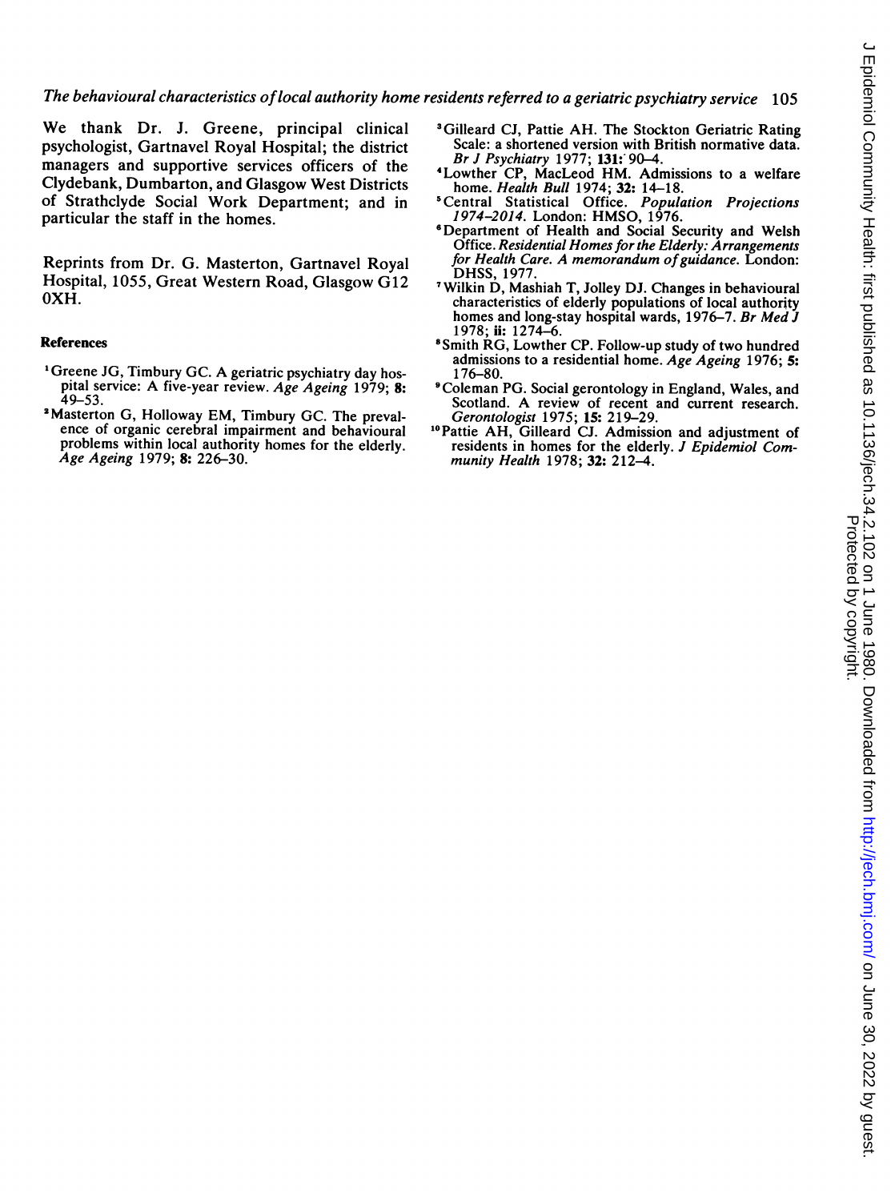We thank Dr. J. Greene, principal clinical psychologist, Gartnavel Royal Hospital; the district managers and supportive services officers of the Clydebank, Dumbarton, and Glasgow West Districts of Strathclyde Social Work Department; and in particular the staff in the homes.

Reprints from Dr. G. Masterton, Gartnavel Royal Hospital, 1055, Great Western Road, Glasgow G12 0XH.

### References

[1] Greene JG, Timbury GC. A geriatric psychiatry day hospital service: A five-year review. *Age Ageing* 1979; **8:** 49–53.

[2] Masterton G, Holloway EM, Timbury GC. The prevalence of organic cerebral impairment and behavioural problems within local authority homes for the elderly. *Age Ageing* 1979; **8:** 226–30.

[3] Gilleard CJ, Pattie AH. The Stockton Geriatric Rating Scale: a shortened version with British normative data. *Br J Psychiatry* 1977; **131:** 90–4.

[4] Lowther CP, MacLeod HM. Admissions to a welfare home. *Health Bull* 1974; **32:** 14–18.

[5] Central Statistical Office. *Population Projections 1974–2014*. London: HMSO, 1976.

[6] Department of Health and Social Security and Welsh Office. *Residential Homes for the Elderly: Arrangements for Health Care. A memorandum of guidance*. London: DHSS, 1977.

[7] Wilkin D, Mashiah T, Jolley DJ. Changes in behavioural characteristics of elderly populations of local authority homes and long-stay hospital wards, 1976–7. *Br Med J* 1978; **ii:** 1274–6.

[8] Smith RG, Lowther CP. Follow-up study of two hundred admissions to a residential home. *Age Ageing* 1976; **5:** 176–80.

[9] Coleman PG. Social gerontology in England, Wales, and Scotland. A review of recent and current research. *Gerontologist* 1975; **15:** 219–29.

[10] Pattie AH, Gilleard CJ. Admission and adjustment of residents in homes for the elderly. *J Epidemiol Community Health* 1978; **32:** 212–4.